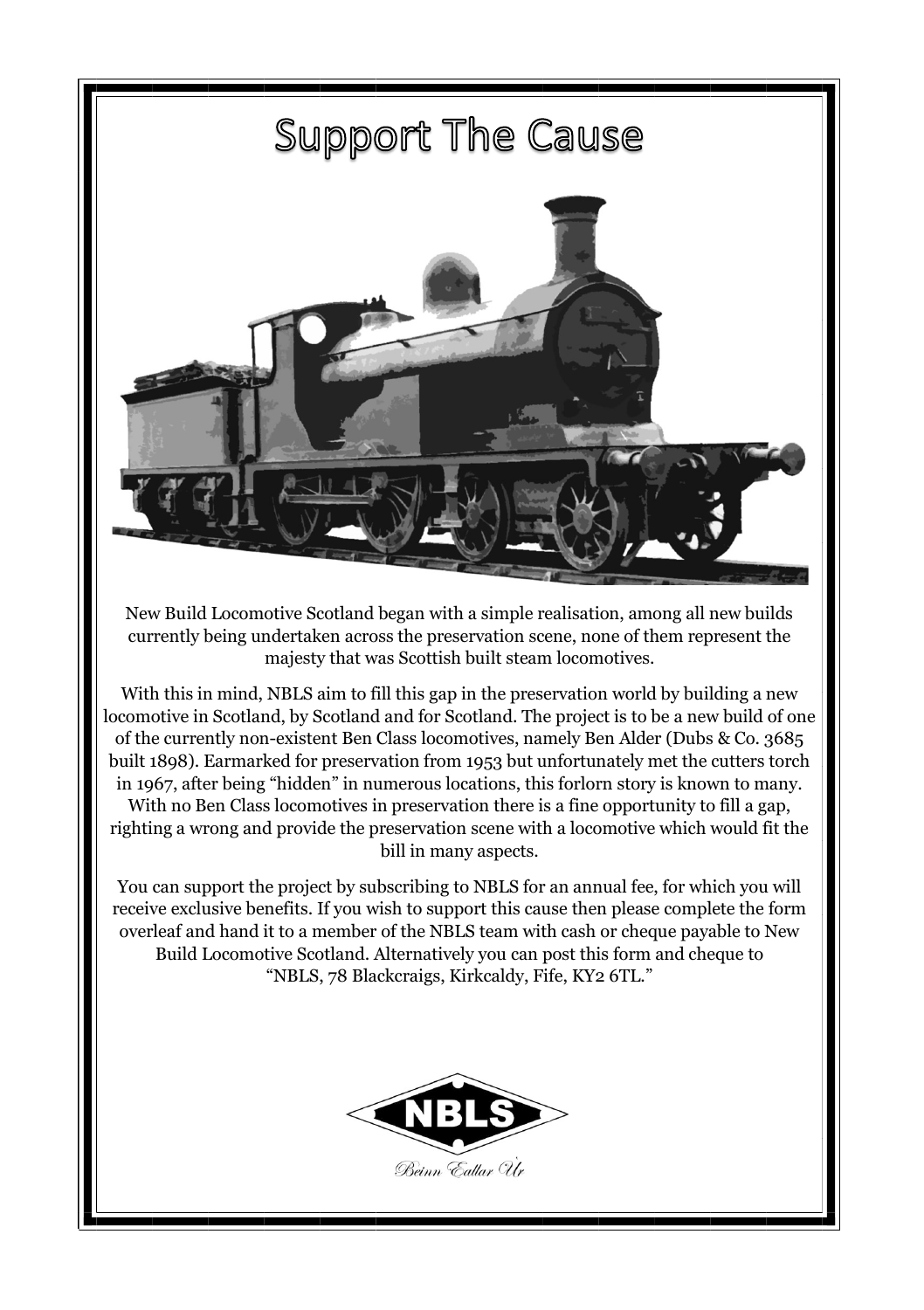# Support The Cause

New Build Locomotive Scotland began with a simple realisation, among all new builds currently being undertaken across the preservation scene, none of them represent the majesty that was Scottish built steam locomotives.

With this in mind, NBLS aim to fill this gap in the preservation world by building a new locomotive in Scotland, by Scotland and for Scotland. The project is to be a new build of one of the currently non-existent Ben Class locomotives, namely Ben Alder (Dubs & Co. 3685 built 1898). Earmarked for preservation from 1953 but unfortunately met the cutters torch in 1967, after being "hidden" in numerous locations, this forlorn story is known to many. With no Ben Class locomotives in preservation there is a fine opportunity to fill a gap, righting a wrong and provide the preservation scene with a locomotive which would fit the bill in many aspects.

You can support the project by subscribing to NBLS for an annual fee, for which you will receive exclusive benefits. If you wish to support this cause then please complete the form overleaf and hand it to a member of the NBLS team with cash or cheque payable to New Build Locomotive Scotland. Alternatively you can post this form and cheque to "NBLS, 78 Blackcraigs, Kirkcaldy, Fife, KY2 6TL."

NBLS

*Beinn Eallar Ùr*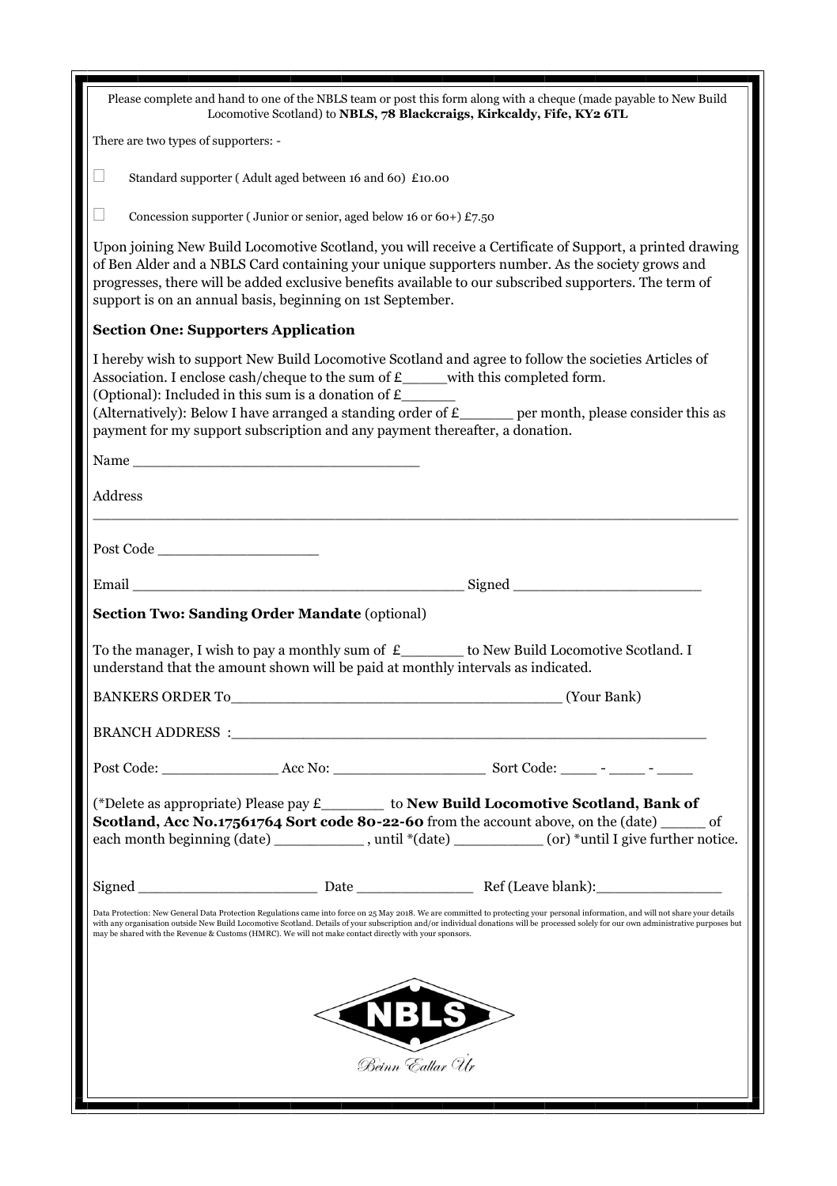Please complete and hand to one of the NBLS team or post this form along with a cheque (made payable to New Build Locomotive Scotland) to **NBLS, 78 Blackcraigs, Kirkcaldy, Fife, KY2 6TL**

There are two types of supporters: -

☐ Standard supporter ( Adult aged between 16 and 60) £10.00

☐ Concession supporter ( Junior or senior, aged below 16 or 60+) £7.50

Upon joining New Build Locomotive Scotland, you will receive a Certificate of Support, a printed drawing of Ben Alder and a NBLS Card containing your unique supporters number. As the society grows and progresses, there will be added exclusive benefits available to our subscribed supporters. The term of support is on an annual basis, beginning on 1st September.

**Section One: Supporters Application**

I hereby wish to support New Build Locomotive Scotland and agree to follow the societies Articles of Association. I enclose cash/cheque to the sum of £_____with this completed form.
(Optional): Included in this sum is a donation of £______
(Alternatively): Below I have arranged a standing order of £______ per month, please consider this as payment for my support subscription and any payment thereafter, a donation.

Name ________________________________

Address

______________________________________________________________________

Post Code __________________

Email ______________________________________ Signed _____________________

**Section Two: Sanding Order Mandate** (optional)

To the manager, I wish to pay a monthly sum of £_______ to New Build Locomotive Scotland. I understand that the amount shown will be paid at monthly intervals as indicated.

BANKERS ORDER To_____________________________________ (Your Bank)

BRANCH ADDRESS :____________________________________________________

Post Code: _____________ Acc No: _________________ Sort Code: ____ - ____ - ____

(*Delete as appropriate) Please pay £_______ to **New Build Locomotive Scotland, Bank of Scotland, Acc No.17561764 Sort code 80-22-60** from the account above, on the (date) _____ of each month beginning (date) __________ , until *(date) __________ (or) *until I give further notice.

Signed ____________________ Date _____________ Ref (Leave blank):______________

Data Protection: New General Data Protection Regulations came into force on 25 May 2018. We are committed to protecting your personal information, and will not share your details with any organisation outside New Build Locomotive Scotland. Details of your subscription and/or individual donations will be processed solely for our own administrative purposes but may be shared with the Revenue & Customs (HMRC). We will not make contact directly with your sponsors.

NBLS

*Beinn Eallar Ùr*